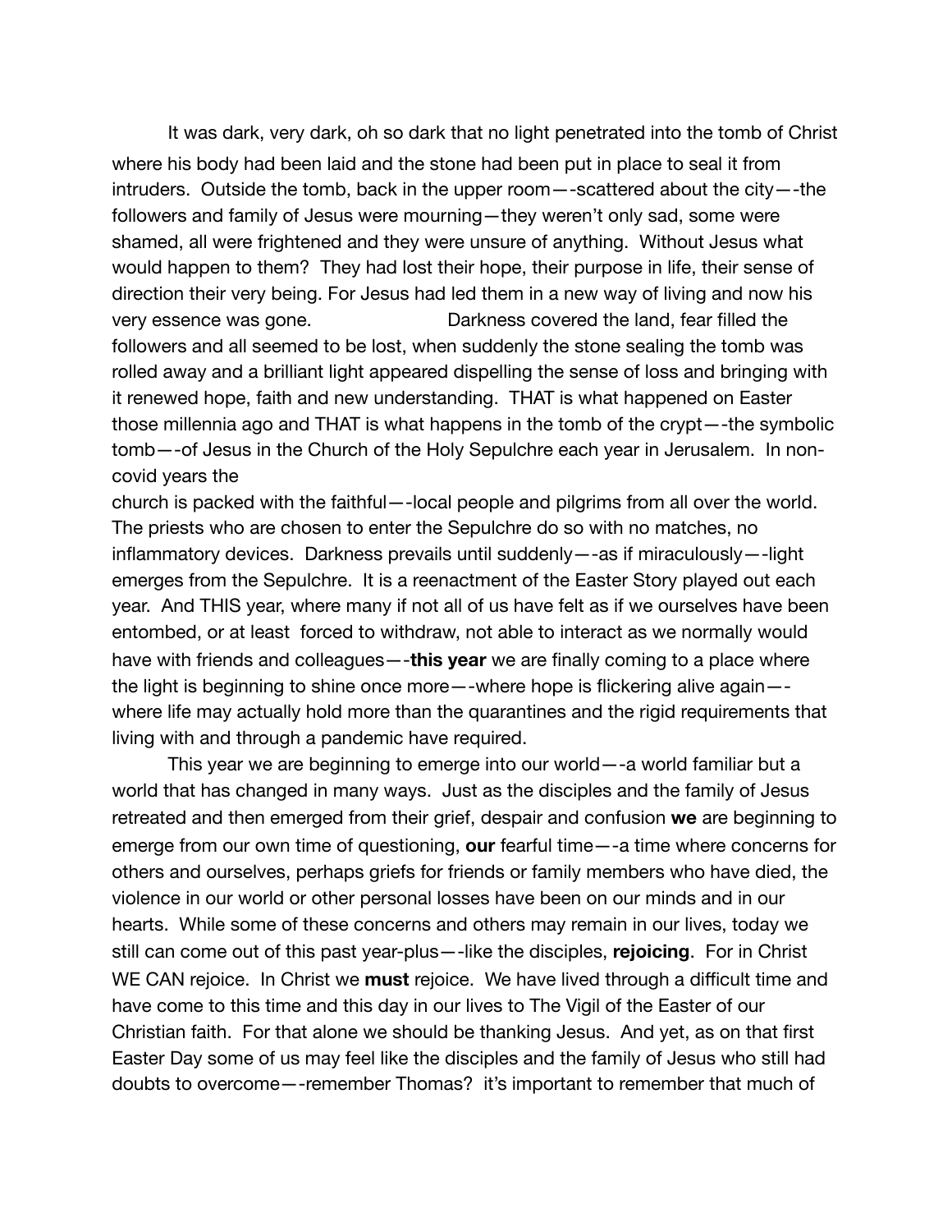It was dark, very dark, oh so dark that no light penetrated into the tomb of Christ where his body had been laid and the stone had been put in place to seal it from intruders. Outside the tomb, back in the upper room—-scattered about the city—-the followers and family of Jesus were mourning—they weren't only sad, some were shamed, all were frightened and they were unsure of anything. Without Jesus what would happen to them? They had lost their hope, their purpose in life, their sense of direction their very being. For Jesus had led them in a new way of living and now his very essence was gone. Darkness covered the land, fear filled the followers and all seemed to be lost, when suddenly the stone sealing the tomb was rolled away and a brilliant light appeared dispelling the sense of loss and bringing with it renewed hope, faith and new understanding. THAT is what happened on Easter those millennia ago and THAT is what happens in the tomb of the crypt—-the symbolic tomb—-of Jesus in the Church of the Holy Sepulchre each year in Jerusalem. In non-covid years the church is packed with the faithful—-local people and pilgrims from all over the world. The priests who are chosen to enter the Sepulchre do so with no matches, no inflammatory devices. Darkness prevails until suddenly—-as if miraculously—-light emerges from the Sepulchre. It is a reenactment of the Easter Story played out each year. And THIS year, where many if not all of us have felt as if we ourselves have been entombed, or at least forced to withdraw, not able to interact as we normally would have with friends and colleagues—-**this year** we are finally coming to a place where the light is beginning to shine once more—-where hope is flickering alive again—-where life may actually hold more than the quarantines and the rigid requirements that living with and through a pandemic have required.

This year we are beginning to emerge into our world—-a world familiar but a world that has changed in many ways. Just as the disciples and the family of Jesus retreated and then emerged from their grief, despair and confusion **we** are beginning to emerge from our own time of questioning, **our** fearful time—-a time where concerns for others and ourselves, perhaps griefs for friends or family members who have died, the violence in our world or other personal losses have been on our minds and in our hearts. While some of these concerns and others may remain in our lives, today we still can come out of this past year-plus—-like the disciples, **rejoicing**. For in Christ WE CAN rejoice. In Christ we **must** rejoice. We have lived through a difficult time and have come to this time and this day in our lives to The Vigil of the Easter of our Christian faith. For that alone we should be thanking Jesus. And yet, as on that first Easter Day some of us may feel like the disciples and the family of Jesus who still had doubts to overcome—-remember Thomas? it's important to remember that much of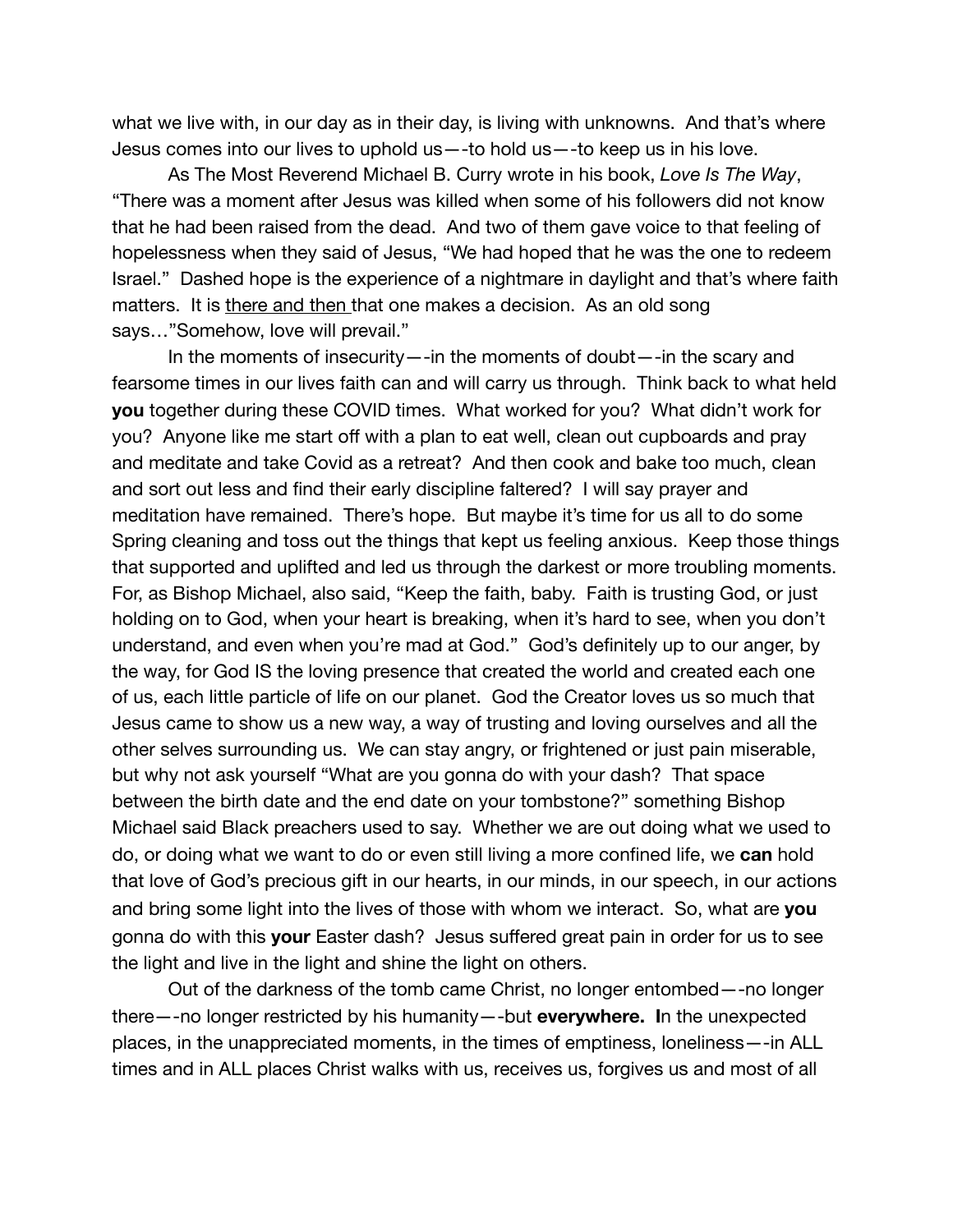what we live with, in our day as in their day, is living with unknowns. And that's where Jesus comes into our lives to uphold us—-to hold us—-to keep us in his love.

As The Most Reverend Michael B. Curry wrote in his book, *Love Is The Way*, "There was a moment after Jesus was killed when some of his followers did not know that he had been raised from the dead. And two of them gave voice to that feeling of hopelessness when they said of Jesus, "We had hoped that he was the one to redeem Israel." Dashed hope is the experience of a nightmare in daylight and that's where faith matters. It is <u>there and then</u> that one makes a decision. As an old song says…"Somehow, love will prevail."

In the moments of insecurity—-in the moments of doubt—-in the scary and fearsome times in our lives faith can and will carry us through. Think back to what held **you** together during these COVID times. What worked for you? What didn't work for you? Anyone like me start off with a plan to eat well, clean out cupboards and pray and meditate and take Covid as a retreat? And then cook and bake too much, clean and sort out less and find their early discipline faltered? I will say prayer and meditation have remained. There's hope. But maybe it's time for us all to do some Spring cleaning and toss out the things that kept us feeling anxious. Keep those things that supported and uplifted and led us through the darkest or more troubling moments. For, as Bishop Michael, also said, "Keep the faith, baby. Faith is trusting God, or just holding on to God, when your heart is breaking, when it's hard to see, when you don't understand, and even when you're mad at God." God's definitely up to our anger, by the way, for God IS the loving presence that created the world and created each one of us, each little particle of life on our planet. God the Creator loves us so much that Jesus came to show us a new way, a way of trusting and loving ourselves and all the other selves surrounding us. We can stay angry, or frightened or just pain miserable, but why not ask yourself "What are you gonna do with your dash? That space between the birth date and the end date on your tombstone?" something Bishop Michael said Black preachers used to say. Whether we are out doing what we used to do, or doing what we want to do or even still living a more confined life, we **can** hold that love of God's precious gift in our hearts, in our minds, in our speech, in our actions and bring some light into the lives of those with whom we interact. So, what are **you** gonna do with this **your** Easter dash? Jesus suffered great pain in order for us to see the light and live in the light and shine the light on others.

Out of the darkness of the tomb came Christ, no longer entombed—-no longer there—-no longer restricted by his humanity—-but **everywhere. I**n the unexpected places, in the unappreciated moments, in the times of emptiness, loneliness—-in ALL times and in ALL places Christ walks with us, receives us, forgives us and most of all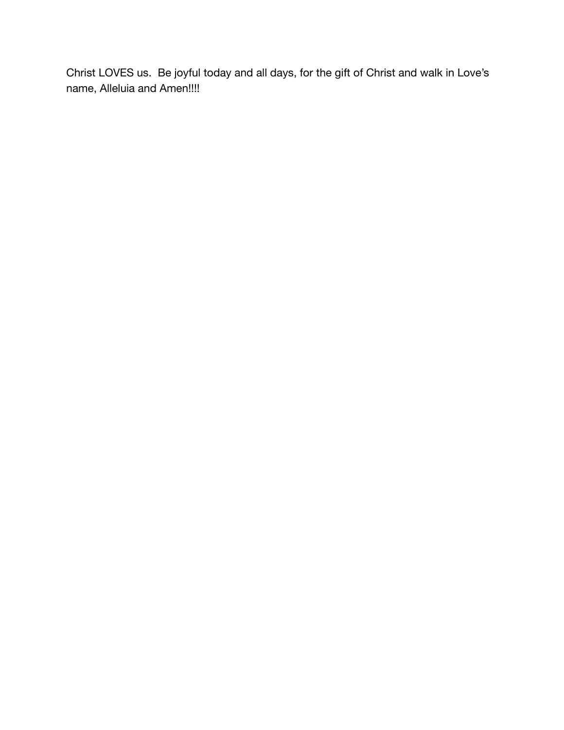Christ LOVES us.  Be joyful today and all days, for the gift of Christ and walk in Love's name, Alleluia and Amen!!!!